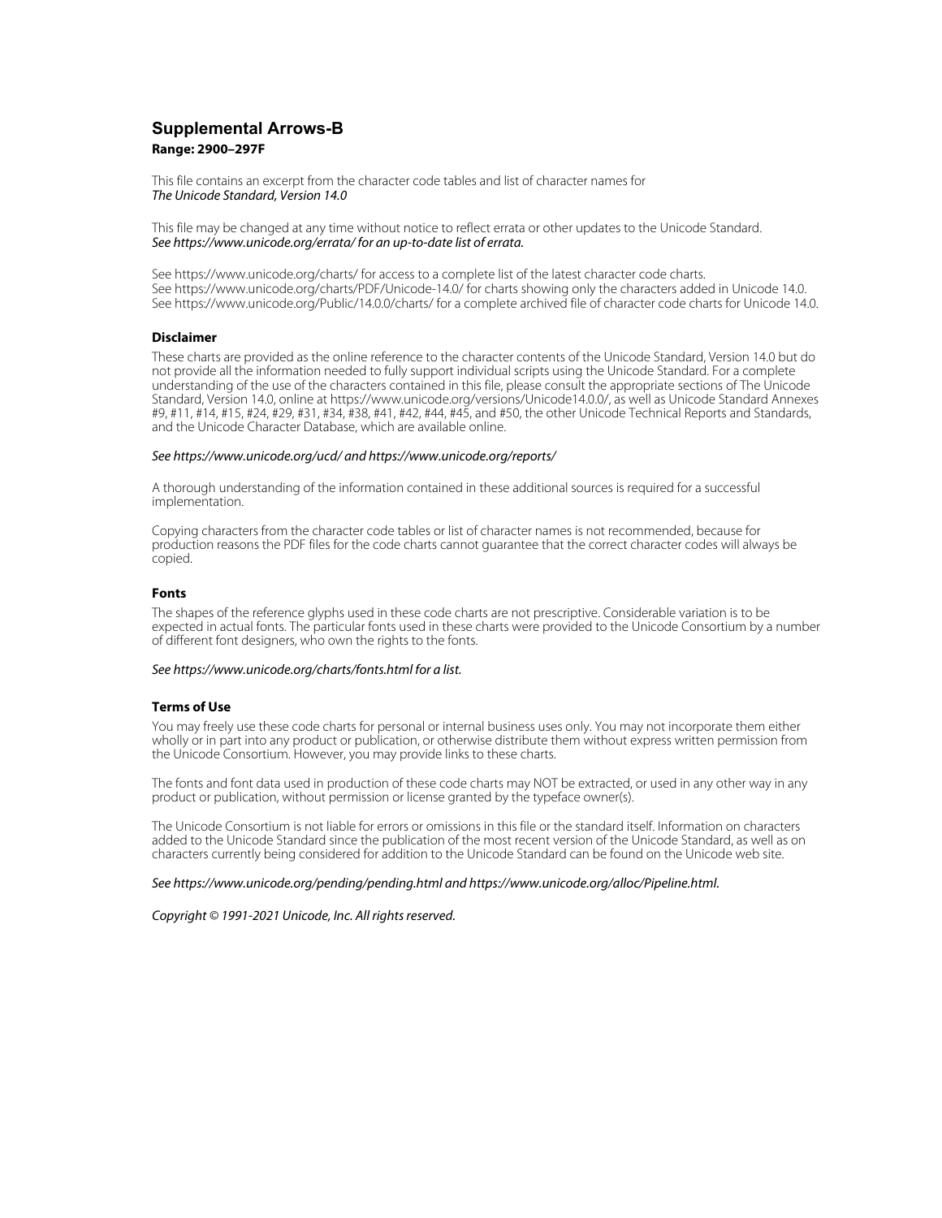# Supplemental Arrows-B

**Range: 2900–297F**

This file contains an excerpt from the character code tables and list of character names for
*The Unicode Standard, Version 14.0*

This file may be changed at any time without notice to reflect errata or other updates to the Unicode Standard.
*See https://www.unicode.org/errata/ for an up-to-date list of errata.*

See https://www.unicode.org/charts/ for access to a complete list of the latest character code charts.
See https://www.unicode.org/charts/PDF/Unicode-14.0/ for charts showing only the characters added in Unicode 14.0.
See https://www.unicode.org/Public/14.0.0/charts/ for a complete archived file of character code charts for Unicode 14.0.

### Disclaimer

These charts are provided as the online reference to the character contents of the Unicode Standard, Version 14.0 but do not provide all the information needed to fully support individual scripts using the Unicode Standard. For a complete understanding of the use of the characters contained in this file, please consult the appropriate sections of The Unicode Standard, Version 14.0, online at https://www.unicode.org/versions/Unicode14.0.0/, as well as Unicode Standard Annexes #9, #11, #14, #15, #24, #29, #31, #34, #38, #41, #42, #44, #45, and #50, the other Unicode Technical Reports and Standards, and the Unicode Character Database, which are available online.

*See https://www.unicode.org/ucd/ and https://www.unicode.org/reports/*

A thorough understanding of the information contained in these additional sources is required for a successful implementation.

Copying characters from the character code tables or list of character names is not recommended, because for production reasons the PDF files for the code charts cannot guarantee that the correct character codes will always be copied.

### Fonts

The shapes of the reference glyphs used in these code charts are not prescriptive. Considerable variation is to be expected in actual fonts. The particular fonts used in these charts were provided to the Unicode Consortium by a number of different font designers, who own the rights to the fonts.

*See https://www.unicode.org/charts/fonts.html for a list.*

### Terms of Use

You may freely use these code charts for personal or internal business uses only. You may not incorporate them either wholly or in part into any product or publication, or otherwise distribute them without express written permission from the Unicode Consortium. However, you may provide links to these charts.

The fonts and font data used in production of these code charts may NOT be extracted, or used in any other way in any product or publication, without permission or license granted by the typeface owner(s).

The Unicode Consortium is not liable for errors or omissions in this file or the standard itself. Information on characters added to the Unicode Standard since the publication of the most recent version of the Unicode Standard, as well as on characters currently being considered for addition to the Unicode Standard can be found on the Unicode web site.

*See https://www.unicode.org/pending/pending.html and https://www.unicode.org/alloc/Pipeline.html.*

*Copyright © 1991-2021 Unicode, Inc. All rights reserved.*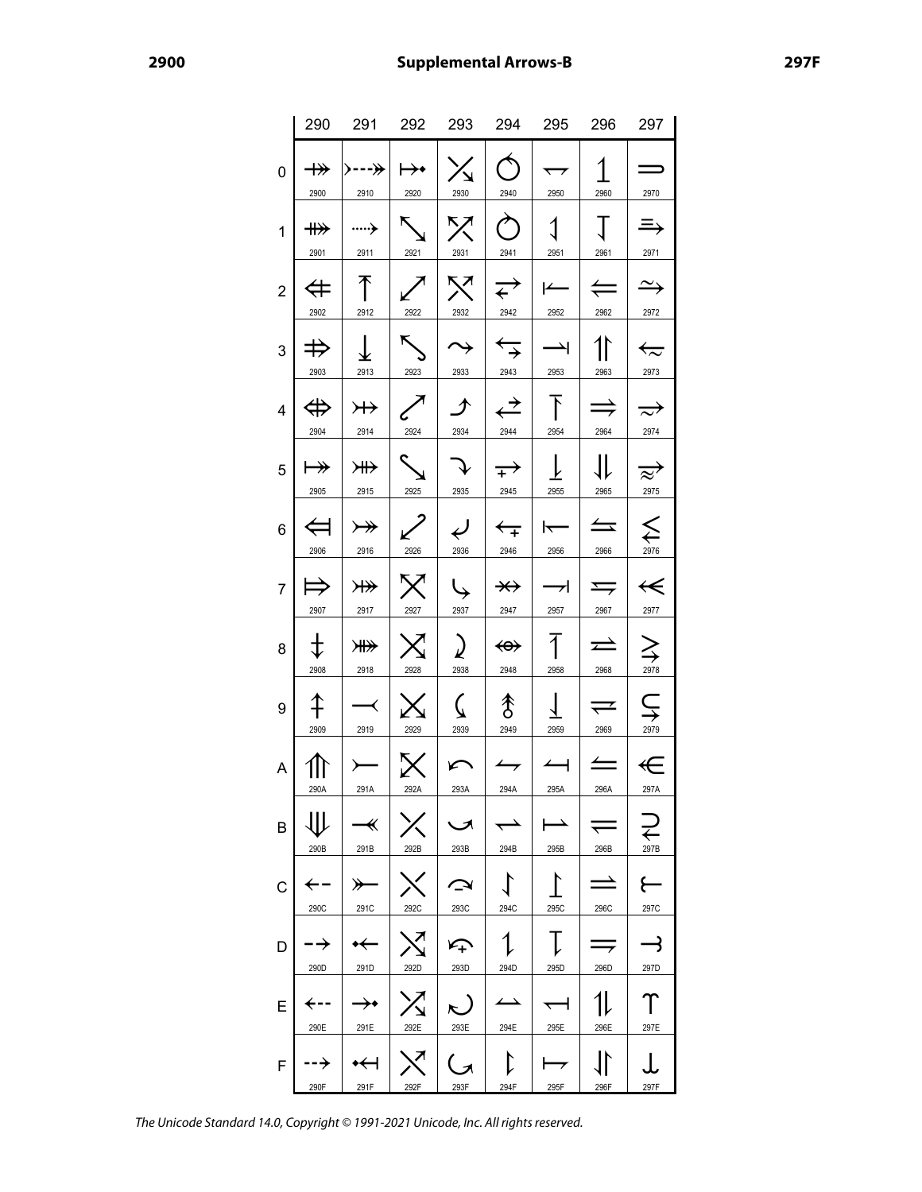# Supplemental Arrows-B

| | 290 | 291 | 292 | 293 | 294 | 295 | 296 | 297 |
|---|---|---|---|---|---|---|---|---|
| 0 | ⤀ 2900 | ⤐ 2910 | ⤠ 2920 | ⤰ 2930 | ⥀ 2940 | ⥐ 2950 | ⥠ 2960 | ⥰ 2970 |
| 1 | ⤁ 2901 | ⤑ 2911 | ⤡ 2921 | ⤱ 2931 | ⥁ 2941 | ⥑ 2951 | ⥡ 2961 | ⥱ 2971 |
| 2 | ⤂ 2902 | ⤒ 2912 | ⤢ 2922 | ⤲ 2932 | ⥂ 2942 | ⥒ 2952 | ⥢ 2962 | ⥲ 2972 |
| 3 | ⤃ 2903 | ⤓ 2913 | ⤣ 2923 | ⤳ 2933 | ⥃ 2943 | ⥓ 2953 | ⥣ 2963 | ⥳ 2973 |
| 4 | ⤄ 2904 | ⤔ 2914 | ⤤ 2924 | ⤴ 2934 | ⥄ 2944 | ⥔ 2954 | ⥤ 2964 | ⥴ 2974 |
| 5 | ⤅ 2905 | ⤕ 2915 | ⤥ 2925 | ⤵ 2935 | ⥅ 2945 | ⥕ 2955 | ⥥ 2965 | ⥵ 2975 |
| 6 | ⤆ 2906 | ⤖ 2916 | ⤦ 2926 | ⤶ 2936 | ⥆ 2946 | ⥖ 2956 | ⥦ 2966 | ⥶ 2976 |
| 7 | ⤇ 2907 | ⤗ 2917 | ⤧ 2927 | ⤷ 2937 | ⥇ 2947 | ⥗ 2957 | ⥧ 2967 | ⥷ 2977 |
| 8 | ⤈ 2908 | ⤘ 2918 | ⤨ 2928 | ⤸ 2938 | ⥈ 2948 | ⥘ 2958 | ⥨ 2968 | ⥸ 2978 |
| 9 | ⤉ 2909 | ⤙ 2919 | ⤩ 2929 | ⤹ 2939 | ⥉ 2949 | ⥙ 2959 | ⥩ 2969 | ⥹ 2979 |
| A | ⤊ 290A | ⤚ 291A | ⤪ 292A | ⤺ 293A | ⥊ 294A | ⥚ 295A | ⥪ 296A | ⥺ 297A |
| B | ⤋ 290B | ⤛ 291B | ⤫ 292B | ⤻ 293B | ⥋ 294B | ⥛ 295B | ⥫ 296B | ⥻ 297B |
| C | ⤌ 290C | ⤜ 291C | ⤬ 292C | ⤼ 293C | ⥌ 294C | ⥜ 295C | ⥬ 296C | ⥼ 297C |
| D | ⤍ 290D | ⤝ 291D | ⤭ 292D | ⤽ 293D | ⥍ 294D | ⥝ 295D | ⥭ 296D | ⥽ 297D |
| E | ⤎ 290E | ⤞ 291E | ⤮ 292E | ⤾ 293E | ⥎ 294E | ⥞ 295E | ⥮ 296E | ⥾ 297E |
| F | ⤏ 290F | ⤟ 291F | ⤯ 292F | ⤿ 293F | ⥏ 294F | ⥟ 295F | ⥯ 296F | ⥿ 297F |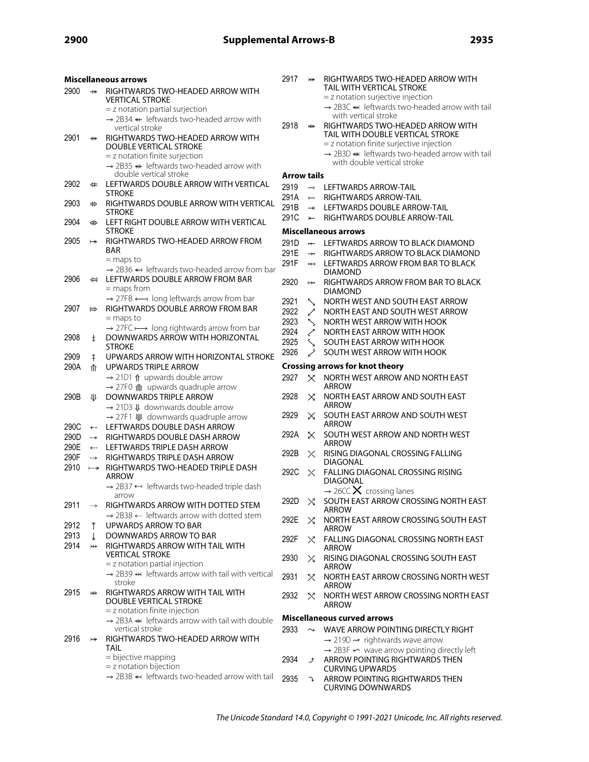## Miscellaneous arrows

2900 ⤀ RIGHTWARDS TWO-HEADED ARROW WITH VERTICAL STROKE
= z notation partial surjection
→ 2B34 ⬴ leftwards two-headed arrow with vertical stroke

2901 ⤁ RIGHTWARDS TWO-HEADED ARROW WITH DOUBLE VERTICAL STROKE
= z notation finite surjection
→ 2B35 ⬵ leftwards two-headed arrow with double vertical stroke

2902 ⤂ LEFTWARDS DOUBLE ARROW WITH VERTICAL STROKE

2903 ⤃ RIGHTWARDS DOUBLE ARROW WITH VERTICAL STROKE

2904 ⤄ LEFT RIGHT DOUBLE ARROW WITH VERTICAL STROKE

2905 ⤅ RIGHTWARDS TWO-HEADED ARROW FROM BAR
= maps to
→ 2B36 ⬶ leftwards two-headed arrow from bar

2906 ⤆ LEFTWARDS DOUBLE ARROW FROM BAR
= maps from
→ 27FB ⟻ long leftwards arrow from bar

2907 ⤇ RIGHTWARDS DOUBLE ARROW FROM BAR
= maps to
→ 27FC ⟼ long rightwards arrow from bar

2908 ⤈ DOWNWARDS ARROW WITH HORIZONTAL STROKE

2909 ⤉ UPWARDS ARROW WITH HORIZONTAL STROKE

290A ⤊ UPWARDS TRIPLE ARROW
→ 21D1 ⇑ upwards double arrow
→ 27F0 ⟰ upwards quadruple arrow

290B ⤋ DOWNWARDS TRIPLE ARROW
→ 21D3 ⇓ downwards double arrow
→ 27F1 ⟱ downwards quadruple arrow

290C ⤌ LEFTWARDS DOUBLE DASH ARROW

290D ⤍ RIGHTWARDS DOUBLE DASH ARROW

290E ⤎ LEFTWARDS TRIPLE DASH ARROW

290F ⤏ RIGHTWARDS TRIPLE DASH ARROW

2910 ⤐ RIGHTWARDS TWO-HEADED TRIPLE DASH ARROW
→ 2B37 ⬷ leftwards two-headed triple dash arrow

2911 ⤑ RIGHTWARDS ARROW WITH DOTTED STEM
→ 2B38 ⬸ leftwards arrow with dotted stem

2912 ⤒ UPWARDS ARROW TO BAR

2913 ⤓ DOWNWARDS ARROW TO BAR

2914 ⤔ RIGHTWARDS ARROW WITH TAIL WITH VERTICAL STROKE
= z notation partial injection
→ 2B39 ⬹ leftwards arrow with tail with vertical stroke

2915 ⤕ RIGHTWARDS ARROW WITH TAIL WITH DOUBLE VERTICAL STROKE
= z notation finite injection
→ 2B3A ⬺ leftwards arrow with tail with double vertical stroke

2916 ⤖ RIGHTWARDS TWO-HEADED ARROW WITH TAIL
= bijective mapping
= z notation bijection
→ 2B3B ⬻ leftwards two-headed arrow with tail

2917 ⤗ RIGHTWARDS TWO-HEADED ARROW WITH TAIL WITH VERTICAL STROKE
= z notation surjective injection
→ 2B3C ⬼ leftwards two-headed arrow with tail with vertical stroke

2918 ⤘ RIGHTWARDS TWO-HEADED ARROW WITH TAIL WITH DOUBLE VERTICAL STROKE
= z notation finite surjective injection
→ 2B3D ⬽ leftwards two-headed arrow with tail with double vertical stroke

## Arrow tails

2919 ⤙ LEFTWARDS ARROW-TAIL

291A ⤚ RIGHTWARDS ARROW-TAIL

291B ⤛ LEFTWARDS DOUBLE ARROW-TAIL

291C ⤜ RIGHTWARDS DOUBLE ARROW-TAIL

## Miscellaneous arrows

291D ⤝ LEFTWARDS ARROW TO BLACK DIAMOND

291E ⤞ RIGHTWARDS ARROW TO BLACK DIAMOND

291F ⤟ LEFTWARDS ARROW FROM BAR TO BLACK DIAMOND

2920 ⤠ RIGHTWARDS ARROW FROM BAR TO BLACK DIAMOND

2921 ⤡ NORTH WEST AND SOUTH EAST ARROW

2922 ⤢ NORTH EAST AND SOUTH WEST ARROW

2923 ⤣ NORTH WEST ARROW WITH HOOK

2924 ⤤ NORTH EAST ARROW WITH HOOK

2925 ⤥ SOUTH EAST ARROW WITH HOOK

2926 ⤦ SOUTH WEST ARROW WITH HOOK

## Crossing arrows for knot theory

2927 ⤧ NORTH WEST ARROW AND NORTH EAST ARROW

2928 ⤨ NORTH EAST ARROW AND SOUTH EAST ARROW

2929 ⤩ SOUTH EAST ARROW AND SOUTH WEST ARROW

292A ⤪ SOUTH WEST ARROW AND NORTH WEST ARROW

292B ⤫ RISING DIAGONAL CROSSING FALLING DIAGONAL

292C ⤬ FALLING DIAGONAL CROSSING RISING DIAGONAL
→ 26CC ⛌ crossing lanes

292D ⤭ SOUTH EAST ARROW CROSSING NORTH EAST ARROW

292E ⤮ NORTH EAST ARROW CROSSING SOUTH EAST ARROW

292F ⤯ FALLING DIAGONAL CROSSING NORTH EAST ARROW

2930 ⤰ RISING DIAGONAL CROSSING SOUTH EAST ARROW

2931 ⤱ NORTH EAST ARROW CROSSING NORTH WEST ARROW

2932 ⤲ NORTH WEST ARROW CROSSING NORTH EAST ARROW

## Miscellaneous curved arrows

2933 ⤳ WAVE ARROW POINTING DIRECTLY RIGHT
→ 219D ↝ rightwards wave arrow
→ 2B3F ⬿ wave arrow pointing directly left

2934 ⤴ ARROW POINTING RIGHTWARDS THEN CURVING UPWARDS

2935 ⤵ ARROW POINTING RIGHTWARDS THEN CURVING DOWNWARDS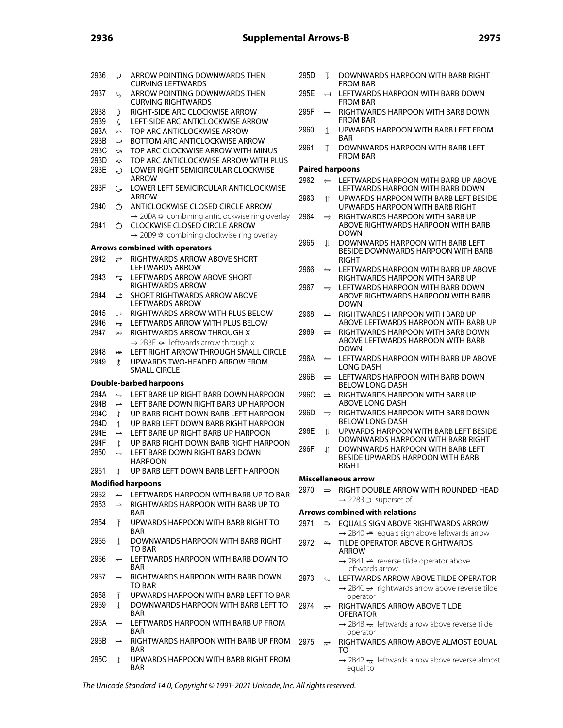2936 ⤶ ARROW POINTING DOWNWARDS THEN CURVING LEFTWARDS
2937 ⤷ ARROW POINTING DOWNWARDS THEN CURVING RIGHTWARDS
2938 ⤸ RIGHT-SIDE ARC CLOCKWISE ARROW
2939 ⤹ LEFT-SIDE ARC ANTICLOCKWISE ARROW
293A ⤺ TOP ARC ANTICLOCKWISE ARROW
293B ⤻ BOTTOM ARC ANTICLOCKWISE ARROW
293C ⤼ TOP ARC CLOCKWISE ARROW WITH MINUS
293D ⤽ TOP ARC ANTICLOCKWISE ARROW WITH PLUS
293E ⤾ LOWER RIGHT SEMICIRCULAR CLOCKWISE ARROW
293F ⤿ LOWER LEFT SEMICIRCULAR ANTICLOCKWISE ARROW
2940 ⥀ ANTICLOCKWISE CLOSED CIRCLE ARROW
→ 20DA ⃚ combining anticlockwise ring overlay
2941 ⥁ CLOCKWISE CLOSED CIRCLE ARROW
→ 20D9 ⃙ combining clockwise ring overlay

### Arrows combined with operators

2942 ⥂ RIGHTWARDS ARROW ABOVE SHORT LEFTWARDS ARROW
2943 ⥃ LEFTWARDS ARROW ABOVE SHORT RIGHTWARDS ARROW
2944 ⥄ SHORT RIGHTWARDS ARROW ABOVE LEFTWARDS ARROW
2945 ⥅ RIGHTWARDS ARROW WITH PLUS BELOW
2946 ⥆ LEFTWARDS ARROW WITH PLUS BELOW
2947 ⥇ RIGHTWARDS ARROW THROUGH X
→ 2B3E ⬾ leftwards arrow through x
2948 ⥈ LEFT RIGHT ARROW THROUGH SMALL CIRCLE
2949 ⥉ UPWARDS TWO-HEADED ARROW FROM SMALL CIRCLE

### Double-barbed harpoons

294A ⥊ LEFT BARB UP RIGHT BARB DOWN HARPOON
294B ⥋ LEFT BARB DOWN RIGHT BARB UP HARPOON
294C ⥌ UP BARB RIGHT DOWN BARB LEFT HARPOON
294D ⥍ UP BARB LEFT DOWN BARB RIGHT HARPOON
294E ⥎ LEFT BARB UP RIGHT BARB UP HARPOON
294F ⥏ UP BARB RIGHT DOWN BARB RIGHT HARPOON
2950 ⥐ LEFT BARB DOWN RIGHT BARB DOWN HARPOON
2951 ⥑ UP BARB LEFT DOWN BARB LEFT HARPOON

### Modified harpoons

2952 ⥒ LEFTWARDS HARPOON WITH BARB UP TO BAR
2953 ⥓ RIGHTWARDS HARPOON WITH BARB UP TO BAR
2954 ⥔ UPWARDS HARPOON WITH BARB RIGHT TO BAR
2955 ⥕ DOWNWARDS HARPOON WITH BARB RIGHT TO BAR
2956 ⥖ LEFTWARDS HARPOON WITH BARB DOWN TO BAR
2957 ⥗ RIGHTWARDS HARPOON WITH BARB DOWN TO BAR
2958 ⥘ UPWARDS HARPOON WITH BARB LEFT TO BAR
2959 ⥙ DOWNWARDS HARPOON WITH BARB LEFT TO BAR
295A ⥚ LEFTWARDS HARPOON WITH BARB UP FROM BAR
295B ⥛ RIGHTWARDS HARPOON WITH BARB UP FROM BAR
295C ⥜ UPWARDS HARPOON WITH BARB RIGHT FROM BAR
295D ⥝ DOWNWARDS HARPOON WITH BARB RIGHT FROM BAR
295E ⥞ LEFTWARDS HARPOON WITH BARB DOWN FROM BAR
295F ⥟ RIGHTWARDS HARPOON WITH BARB DOWN FROM BAR
2960 ⥠ UPWARDS HARPOON WITH BARB LEFT FROM BAR
2961 ⥡ DOWNWARDS HARPOON WITH BARB LEFT FROM BAR

### Paired harpoons

2962 ⥢ LEFTWARDS HARPOON WITH BARB UP ABOVE LEFTWARDS HARPOON WITH BARB DOWN
2963 ⥣ UPWARDS HARPOON WITH BARB LEFT BESIDE UPWARDS HARPOON WITH BARB RIGHT
2964 ⥤ RIGHTWARDS HARPOON WITH BARB UP ABOVE RIGHTWARDS HARPOON WITH BARB DOWN
2965 ⥥ DOWNWARDS HARPOON WITH BARB LEFT BESIDE DOWNWARDS HARPOON WITH BARB RIGHT
2966 ⥦ LEFTWARDS HARPOON WITH BARB UP ABOVE RIGHTWARDS HARPOON WITH BARB UP
2967 ⥧ LEFTWARDS HARPOON WITH BARB DOWN ABOVE RIGHTWARDS HARPOON WITH BARB DOWN
2968 ⥨ RIGHTWARDS HARPOON WITH BARB UP ABOVE LEFTWARDS HARPOON WITH BARB UP
2969 ⥩ RIGHTWARDS HARPOON WITH BARB DOWN ABOVE LEFTWARDS HARPOON WITH BARB DOWN
296A ⥪ LEFTWARDS HARPOON WITH BARB UP ABOVE LONG DASH
296B ⥫ LEFTWARDS HARPOON WITH BARB DOWN BELOW LONG DASH
296C ⥬ RIGHTWARDS HARPOON WITH BARB UP ABOVE LONG DASH
296D ⥭ RIGHTWARDS HARPOON WITH BARB DOWN BELOW LONG DASH
296E ⥮ UPWARDS HARPOON WITH BARB LEFT BESIDE DOWNWARDS HARPOON WITH BARB RIGHT
296F ⥯ DOWNWARDS HARPOON WITH BARB LEFT BESIDE UPWARDS HARPOON WITH BARB RIGHT

### Miscellaneous arrow

2970 ⥰ RIGHT DOUBLE ARROW WITH ROUNDED HEAD
→ 2283 ⊃ superset of

### Arrows combined with relations

2971 ⥱ EQUALS SIGN ABOVE RIGHTWARDS ARROW
→ 2B40 ⭀ equals sign above leftwards arrow
2972 ⥲ TILDE OPERATOR ABOVE RIGHTWARDS ARROW
→ 2B41 ⭁ reverse tilde operator above leftwards arrow
2973 ⥳ LEFTWARDS ARROW ABOVE TILDE OPERATOR
→ 2B4C ⭌ rightwards arrow above reverse tilde operator
2974 ⥴ RIGHTWARDS ARROW ABOVE TILDE OPERATOR
→ 2B4B ⭋ leftwards arrow above reverse tilde operator
2975 ⥵ RIGHTWARDS ARROW ABOVE ALMOST EQUAL TO
→ 2B42 ⭂ leftwards arrow above reverse almost equal to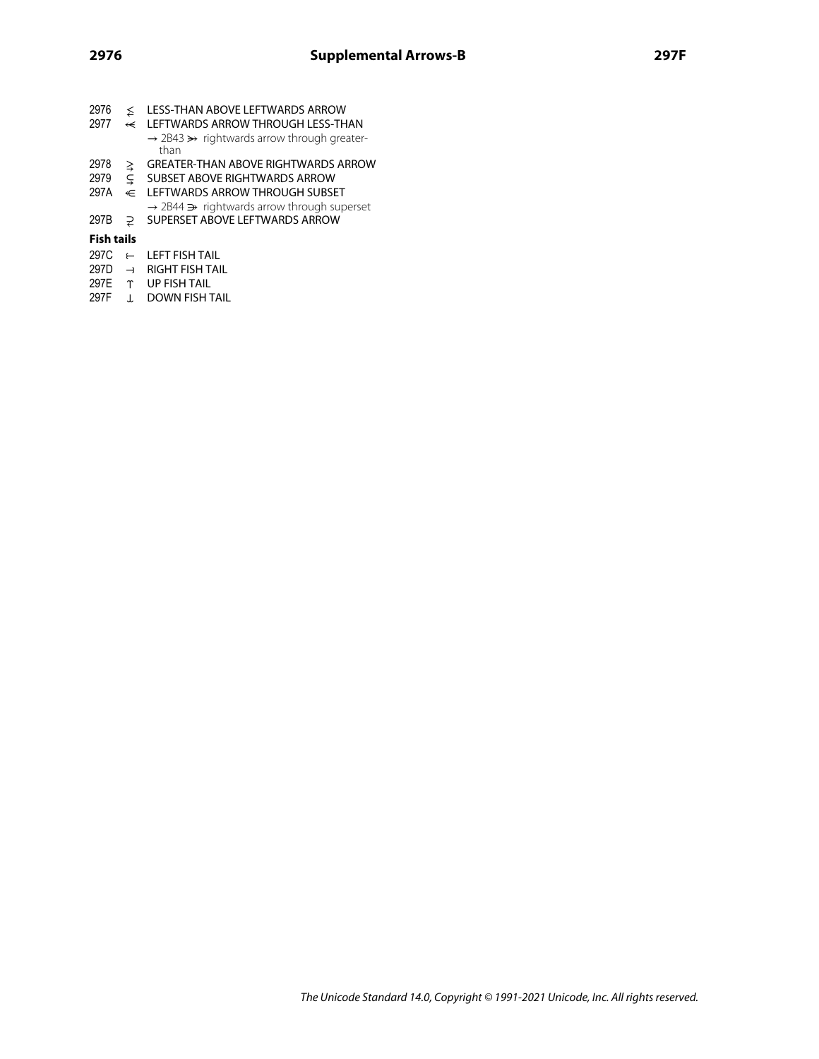2976 ⥶ LESS-THAN ABOVE LEFTWARDS ARROW

2977 ⥷ LEFTWARDS ARROW THROUGH LESS-THAN
→ 2B43 ⭃ rightwards arrow through greater-than

2978 ⥸ GREATER-THAN ABOVE RIGHTWARDS ARROW

2979 ⥹ SUBSET ABOVE RIGHTWARDS ARROW

297A ⥺ LEFTWARDS ARROW THROUGH SUBSET
→ 2B44 ⭄ rightwards arrow through superset

297B ⥻ SUPERSET ABOVE LEFTWARDS ARROW

**Fish tails**

297C ⥼ LEFT FISH TAIL

297D ⥽ RIGHT FISH TAIL

297E ⥾ UP FISH TAIL

297F ⥿ DOWN FISH TAIL